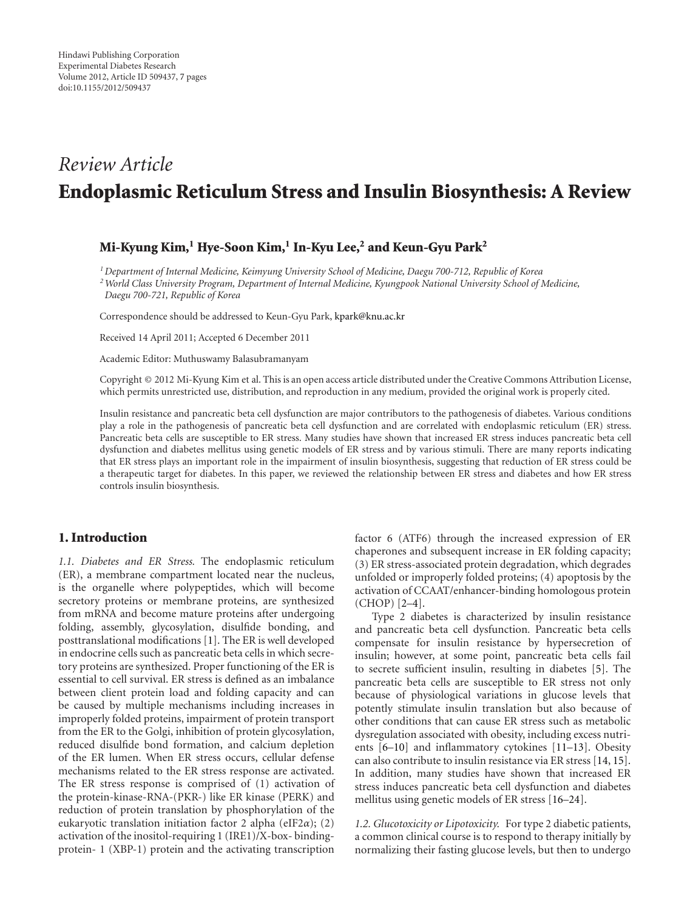Hindawi Publishing Corporation
Experimental Diabetes Research
Volume 2012, Article ID 509437, 7 pages
doi:10.1155/2012/509437

*Review Article*

# Endoplasmic Reticulum Stress and Insulin Biosynthesis: A Review

**Mi-Kyung Kim,[1] Hye-Soon Kim,[1] In-Kyu Lee,[2] and Keun-Gyu Park[2]**

[1] *Department of Internal Medicine, Keimyung University School of Medicine, Daegu 700-712, Republic of Korea*

[2] *World Class University Program, Department of Internal Medicine, Kyungpook National University School of Medicine, Daegu 700-721, Republic of Korea*

Correspondence should be addressed to Keun-Gyu Park, kpark@knu.ac.kr

Received 14 April 2011; Accepted 6 December 2011

Academic Editor: Muthuswamy Balasubramanyam

Copyright © 2012 Mi-Kyung Kim et al. This is an open access article distributed under the Creative Commons Attribution License, which permits unrestricted use, distribution, and reproduction in any medium, provided the original work is properly cited.

Insulin resistance and pancreatic beta cell dysfunction are major contributors to the pathogenesis of diabetes. Various conditions play a role in the pathogenesis of pancreatic beta cell dysfunction and are correlated with endoplasmic reticulum (ER) stress. Pancreatic beta cells are susceptible to ER stress. Many studies have shown that increased ER stress induces pancreatic beta cell dysfunction and diabetes mellitus using genetic models of ER stress and by various stimuli. There are many reports indicating that ER stress plays an important role in the impairment of insulin biosynthesis, suggesting that reduction of ER stress could be a therapeutic target for diabetes. In this paper, we reviewed the relationship between ER stress and diabetes and how ER stress controls insulin biosynthesis.

## 1. Introduction

*1.1. Diabetes and ER Stress.* The endoplasmic reticulum (ER), a membrane compartment located near the nucleus, is the organelle where polypeptides, which will become secretory proteins or membrane proteins, are synthesized from mRNA and become mature proteins after undergoing folding, assembly, glycosylation, disulfide bonding, and posttranslational modifications [1]. The ER is well developed in endocrine cells such as pancreatic beta cells in which secretory proteins are synthesized. Proper functioning of the ER is essential to cell survival. ER stress is defined as an imbalance between client protein load and folding capacity and can be caused by multiple mechanisms including increases in improperly folded proteins, impairment of protein transport from the ER to the Golgi, inhibition of protein glycosylation, reduced disulfide bond formation, and calcium depletion of the ER lumen. When ER stress occurs, cellular defense mechanisms related to the ER stress response are activated. The ER stress response is comprised of (1) activation of the protein-kinase-RNA-(PKR-) like ER kinase (PERK) and reduction of protein translation by phosphorylation of the eukaryotic translation initiation factor 2 alpha (eIF2$\alpha$); (2) activation of the inositol-requiring 1 (IRE1)/X-box- binding-protein- 1 (XBP-1) protein and the activating transcription factor 6 (ATF6) through the increased expression of ER chaperones and subsequent increase in ER folding capacity; (3) ER stress-associated protein degradation, which degrades unfolded or improperly folded proteins; (4) apoptosis by the activation of CCAAT/enhancer-binding homologous protein (CHOP) [2–4].

Type 2 diabetes is characterized by insulin resistance and pancreatic beta cell dysfunction. Pancreatic beta cells compensate for insulin resistance by hypersecretion of insulin; however, at some point, pancreatic beta cells fail to secrete sufficient insulin, resulting in diabetes [5]. The pancreatic beta cells are susceptible to ER stress not only because of physiological variations in glucose levels that potently stimulate insulin translation but also because of other conditions that can cause ER stress such as metabolic dysregulation associated with obesity, including excess nutrients [6–10] and inflammatory cytokines [11–13]. Obesity can also contribute to insulin resistance via ER stress [14, 15]. In addition, many studies have shown that increased ER stress induces pancreatic beta cell dysfunction and diabetes mellitus using genetic models of ER stress [16–24].

*1.2. Glucotoxicity or Lipotoxicity.* For type 2 diabetic patients, a common clinical course is to respond to therapy initially by normalizing their fasting glucose levels, but then to undergo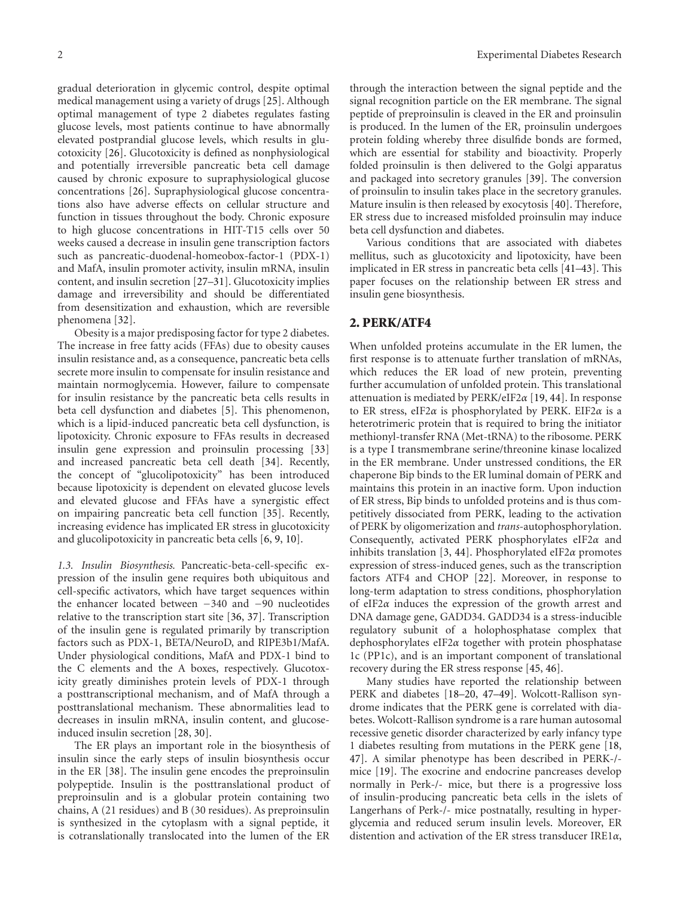gradual deterioration in glycemic control, despite optimal medical management using a variety of drugs [25]. Although optimal management of type 2 diabetes regulates fasting glucose levels, most patients continue to have abnormally elevated postprandial glucose levels, which results in glucotoxicity [26]. Glucotoxicity is defined as nonphysiological and potentially irreversible pancreatic beta cell damage caused by chronic exposure to supraphysiological glucose concentrations [26]. Supraphysiological glucose concentrations also have adverse effects on cellular structure and function in tissues throughout the body. Chronic exposure to high glucose concentrations in HIT-T15 cells over 50 weeks caused a decrease in insulin gene transcription factors such as pancreatic-duodenal-homeobox-factor-1 (PDX-1) and MafA, insulin promoter activity, insulin mRNA, insulin content, and insulin secretion [27–31]. Glucotoxicity implies damage and irreversibility and should be differentiated from desensitization and exhaustion, which are reversible phenomena [32].

Obesity is a major predisposing factor for type 2 diabetes. The increase in free fatty acids (FFAs) due to obesity causes insulin resistance and, as a consequence, pancreatic beta cells secrete more insulin to compensate for insulin resistance and maintain normoglycemia. However, failure to compensate for insulin resistance by the pancreatic beta cells results in beta cell dysfunction and diabetes [5]. This phenomenon, which is a lipid-induced pancreatic beta cell dysfunction, is lipotoxicity. Chronic exposure to FFAs results in decreased insulin gene expression and proinsulin processing [33] and increased pancreatic beta cell death [34]. Recently, the concept of "glucolipotoxicity" has been introduced because lipotoxicity is dependent on elevated glucose levels and elevated glucose and FFAs have a synergistic effect on impairing pancreatic beta cell function [35]. Recently, increasing evidence has implicated ER stress in glucotoxicity and glucolipotoxicity in pancreatic beta cells [6, 9, 10].

*1.3. Insulin Biosynthesis.* Pancreatic-beta-cell-specific expression of the insulin gene requires both ubiquitous and cell-specific activators, which have target sequences within the enhancer located between −340 and −90 nucleotides relative to the transcription start site [36, 37]. Transcription of the insulin gene is regulated primarily by transcription factors such as PDX-1, BETA/NeuroD, and RIPE3b1/MafA. Under physiological conditions, MafA and PDX-1 bind to the C elements and the A boxes, respectively. Glucotoxicity greatly diminishes protein levels of PDX-1 through a posttranscriptional mechanism, and of MafA through a posttranslational mechanism. These abnormalities lead to decreases in insulin mRNA, insulin content, and glucose-induced insulin secretion [28, 30].

The ER plays an important role in the biosynthesis of insulin since the early steps of insulin biosynthesis occur in the ER [38]. The insulin gene encodes the preproinsulin polypeptide. Insulin is the posttranslational product of preproinsulin and is a globular protein containing two chains, A (21 residues) and B (30 residues). As preproinsulin is synthesized in the cytoplasm with a signal peptide, it is cotranslationally translocated into the lumen of the ER through the interaction between the signal peptide and the signal recognition particle on the ER membrane. The signal peptide of preproinsulin is cleaved in the ER and proinsulin is produced. In the lumen of the ER, proinsulin undergoes protein folding whereby three disulfide bonds are formed, which are essential for stability and bioactivity. Properly folded proinsulin is then delivered to the Golgi apparatus and packaged into secretory granules [39]. The conversion of proinsulin to insulin takes place in the secretory granules. Mature insulin is then released by exocytosis [40]. Therefore, ER stress due to increased misfolded proinsulin may induce beta cell dysfunction and diabetes.

Various conditions that are associated with diabetes mellitus, such as glucotoxicity and lipotoxicity, have been implicated in ER stress in pancreatic beta cells [41–43]. This paper focuses on the relationship between ER stress and insulin gene biosynthesis.

## 2. PERK/ATF4

When unfolded proteins accumulate in the ER lumen, the first response is to attenuate further translation of mRNAs, which reduces the ER load of new protein, preventing further accumulation of unfolded protein. This translational attenuation is mediated by PERK/eIF2$\alpha$ [19, 44]. In response to ER stress, eIF2$\alpha$ is phosphorylated by PERK. EIF2$\alpha$ is a heterotrimeric protein that is required to bring the initiator methionyl-transfer RNA (Met-tRNA) to the ribosome. PERK is a type I transmembrane serine/threonine kinase localized in the ER membrane. Under unstressed conditions, the ER chaperone Bip binds to the ER luminal domain of PERK and maintains this protein in an inactive form. Upon induction of ER stress, Bip binds to unfolded proteins and is thus competitively dissociated from PERK, leading to the activation of PERK by oligomerization and *trans*-autophosphorylation. Consequently, activated PERK phosphorylates eIF2$\alpha$ and inhibits translation [3, 44]. Phosphorylated eIF2$\alpha$ promotes expression of stress-induced genes, such as the transcription factors ATF4 and CHOP [22]. Moreover, in response to long-term adaptation to stress conditions, phosphorylation of eIF2$\alpha$ induces the expression of the growth arrest and DNA damage gene, GADD34. GADD34 is a stress-inducible regulatory subunit of a holophosphatase complex that dephosphorylates eIF2$\alpha$ together with protein phosphatase 1c (PP1c), and is an important component of translational recovery during the ER stress response [45, 46].

Many studies have reported the relationship between PERK and diabetes [18–20, 47–49]. Wolcott-Rallison syndrome indicates that the PERK gene is correlated with diabetes. Wolcott-Rallison syndrome is a rare human autosomal recessive genetic disorder characterized by early infancy type 1 diabetes resulting from mutations in the PERK gene [18, 47]. A similar phenotype has been described in PERK-/- mice [19]. The exocrine and endocrine pancreases develop normally in Perk-/- mice, but there is a progressive loss of insulin-producing pancreatic beta cells in the islets of Langerhans of Perk-/- mice postnatally, resulting in hyperglycemia and reduced serum insulin levels. Moreover, ER distention and activation of the ER stress transducer IRE1$\alpha$,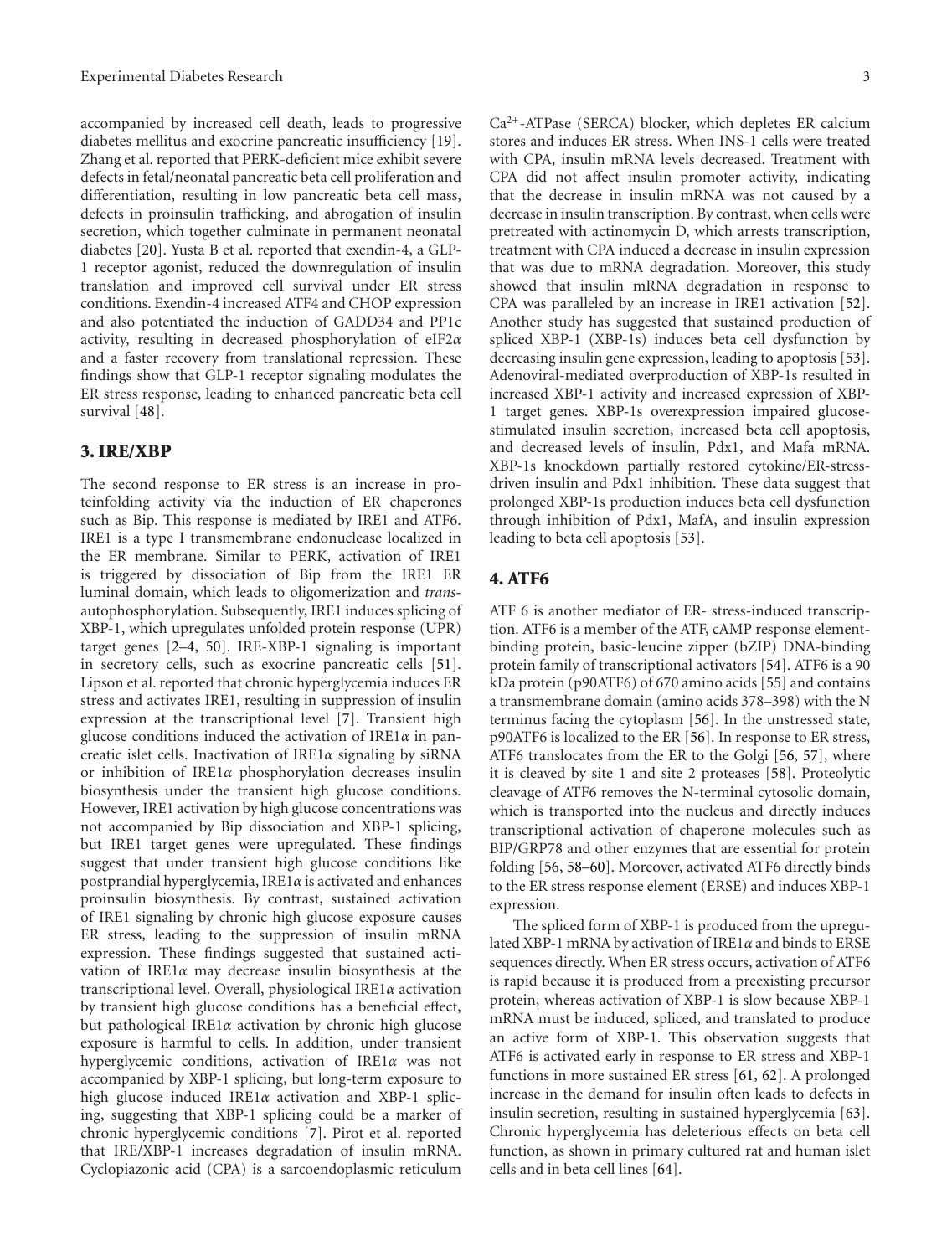accompanied by increased cell death, leads to progressive diabetes mellitus and exocrine pancreatic insufficiency [19]. Zhang et al. reported that PERK-deficient mice exhibit severe defects in fetal/neonatal pancreatic beta cell proliferation and differentiation, resulting in low pancreatic beta cell mass, defects in proinsulin trafficking, and abrogation of insulin secretion, which together culminate in permanent neonatal diabetes [20]. Yusta B et al. reported that exendin-4, a GLP-1 receptor agonist, reduced the downregulation of insulin translation and improved cell survival under ER stress conditions. Exendin-4 increased ATF4 and CHOP expression and also potentiated the induction of GADD34 and PP1c activity, resulting in decreased phosphorylation of eIF2$\alpha$ and a faster recovery from translational repression. These findings show that GLP-1 receptor signaling modulates the ER stress response, leading to enhanced pancreatic beta cell survival [48].

## 3. IRE/XBP

The second response to ER stress is an increase in proteinfolding activity via the induction of ER chaperones such as Bip. This response is mediated by IRE1 and ATF6. IRE1 is a type I transmembrane endonuclease localized in the ER membrane. Similar to PERK, activation of IRE1 is triggered by dissociation of Bip from the IRE1 ER luminal domain, which leads to oligomerization and *trans*-autophosphorylation. Subsequently, IRE1 induces splicing of XBP-1, which upregulates unfolded protein response (UPR) target genes [2–4, 50]. IRE-XBP-1 signaling is important in secretory cells, such as exocrine pancreatic cells [51]. Lipson et al. reported that chronic hyperglycemia induces ER stress and activates IRE1, resulting in suppression of insulin expression at the transcriptional level [7]. Transient high glucose conditions induced the activation of IRE1$\alpha$ in pancreatic islet cells. Inactivation of IRE1$\alpha$ signaling by siRNA or inhibition of IRE1$\alpha$ phosphorylation decreases insulin biosynthesis under the transient high glucose conditions. However, IRE1 activation by high glucose concentrations was not accompanied by Bip dissociation and XBP-1 splicing, but IRE1 target genes were upregulated. These findings suggest that under transient high glucose conditions like postprandial hyperglycemia, IRE1$\alpha$ is activated and enhances proinsulin biosynthesis. By contrast, sustained activation of IRE1 signaling by chronic high glucose exposure causes ER stress, leading to the suppression of insulin mRNA expression. These findings suggested that sustained activation of IRE1$\alpha$ may decrease insulin biosynthesis at the transcriptional level. Overall, physiological IRE1$\alpha$ activation by transient high glucose conditions has a beneficial effect, but pathological IRE1$\alpha$ activation by chronic high glucose exposure is harmful to cells. In addition, under transient hyperglycemic conditions, activation of IRE1$\alpha$ was not accompanied by XBP-1 splicing, but long-term exposure to high glucose induced IRE1$\alpha$ activation and XBP-1 splicing, suggesting that XBP-1 splicing could be a marker of chronic hyperglycemic conditions [7]. Pirot et al. reported that IRE/XBP-1 increases degradation of insulin mRNA. Cyclopiazonic acid (CPA) is a sarcoendoplasmic reticulum $Ca^{2+}$-ATPase (SERCA) blocker, which depletes ER calcium stores and induces ER stress. When INS-1 cells were treated with CPA, insulin mRNA levels decreased. Treatment with CPA did not affect insulin promoter activity, indicating that the decrease in insulin mRNA was not caused by a decrease in insulin transcription. By contrast, when cells were pretreated with actinomycin D, which arrests transcription, treatment with CPA induced a decrease in insulin expression that was due to mRNA degradation. Moreover, this study showed that insulin mRNA degradation in response to CPA was paralleled by an increase in IRE1 activation [52]. Another study has suggested that sustained production of spliced XBP-1 (XBP-1s) induces beta cell dysfunction by decreasing insulin gene expression, leading to apoptosis [53]. Adenoviral-mediated overproduction of XBP-1s resulted in increased XBP-1 activity and increased expression of XBP-1 target genes. XBP-1s overexpression impaired glucose-stimulated insulin secretion, increased beta cell apoptosis, and decreased levels of insulin, Pdx1, and Mafa mRNA. XBP-1s knockdown partially restored cytokine/ER-stress-driven insulin and Pdx1 inhibition. These data suggest that prolonged XBP-1s production induces beta cell dysfunction through inhibition of Pdx1, MafA, and insulin expression leading to beta cell apoptosis [53].

## 4. ATF6

ATF 6 is another mediator of ER- stress-induced transcription. ATF6 is a member of the ATF, cAMP response element-binding protein, basic-leucine zipper (bZIP) DNA-binding protein family of transcriptional activators [54]. ATF6 is a 90 kDa protein (p90ATF6) of 670 amino acids [55] and contains a transmembrane domain (amino acids 378–398) with the N terminus facing the cytoplasm [56]. In the unstressed state, p90ATF6 is localized to the ER [56]. In response to ER stress, ATF6 translocates from the ER to the Golgi [56, 57], where it is cleaved by site 1 and site 2 proteases [58]. Proteolytic cleavage of ATF6 removes the N-terminal cytosolic domain, which is transported into the nucleus and directly induces transcriptional activation of chaperone molecules such as BIP/GRP78 and other enzymes that are essential for protein folding [56, 58–60]. Moreover, activated ATF6 directly binds to the ER stress response element (ERSE) and induces XBP-1 expression.

The spliced form of XBP-1 is produced from the upregulated XBP-1 mRNA by activation of IRE1$\alpha$ and binds to ERSE sequences directly. When ER stress occurs, activation of ATF6 is rapid because it is produced from a preexisting precursor protein, whereas activation of XBP-1 is slow because XBP-1 mRNA must be induced, spliced, and translated to produce an active form of XBP-1. This observation suggests that ATF6 is activated early in response to ER stress and XBP-1 functions in more sustained ER stress [61, 62]. A prolonged increase in the demand for insulin often leads to defects in insulin secretion, resulting in sustained hyperglycemia [63]. Chronic hyperglycemia has deleterious effects on beta cell function, as shown in primary cultured rat and human islet cells and in beta cell lines [64].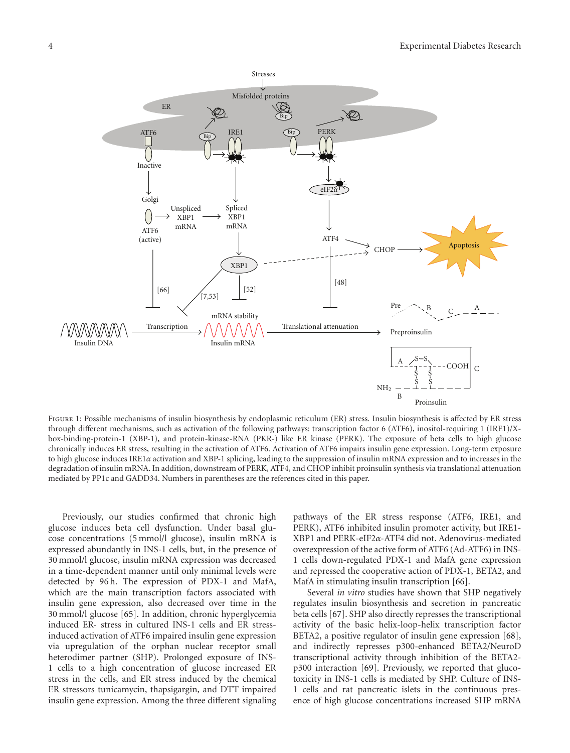Figure 1: Possible mechanisms of insulin biosynthesis by endoplasmic reticulum (ER) stress. Insulin biosynthesis is affected by ER stress through different mechanisms, such as activation of the following pathways: transcription factor 6 (ATF6), inositol-requiring 1 (IRE1)/X-box-binding-protein-1 (XBP-1), and protein-kinase-RNA (PKR-) like ER kinase (PERK). The exposure of beta cells to high glucose chronically induces ER stress, resulting in the activation of ATF6. Activation of ATF6 impairs insulin gene expression. Long-term exposure to high glucose induces IRE1$\alpha$ activation and XBP-1 splicing, leading to the suppression of insulin mRNA expression and to increases in the degradation of insulin mRNA. In addition, downstream of PERK, ATF4, and CHOP inhibit proinsulin synthesis via translational attenuation mediated by PP1c and GADD34. Numbers in parentheses are the references cited in this paper.

Previously, our studies confirmed that chronic high glucose induces beta cell dysfunction. Under basal glucose concentrations (5 mmol/l glucose), insulin mRNA is expressed abundantly in INS-1 cells, but, in the presence of 30 mmol/l glucose, insulin mRNA expression was decreased in a time-dependent manner until only minimal levels were detected by 96 h. The expression of PDX-1 and MafA, which are the main transcription factors associated with insulin gene expression, also decreased over time in the 30 mmol/l glucose [65]. In addition, chronic hyperglycemia induced ER- stress in cultured INS-1 cells and ER stress-induced activation of ATF6 impaired insulin gene expression via upregulation of the orphan nuclear receptor small heterodimer partner (SHP). Prolonged exposure of INS-1 cells to a high concentration of glucose increased ER stress in the cells, and ER stress induced by the chemical ER stressors tunicamycin, thapsigargin, and DTT impaired insulin gene expression. Among the three different signaling pathways of the ER stress response (ATF6, IRE1, and PERK), ATF6 inhibited insulin promoter activity, but IRE1-XBP1 and PERK-eIF2$\alpha$-ATF4 did not. Adenovirus-mediated overexpression of the active form of ATF6 (Ad-ATF6) in INS-1 cells down-regulated PDX-1 and MafA gene expression and repressed the cooperative action of PDX-1, BETA2, and MafA in stimulating insulin transcription [66].

Several *in vitro* studies have shown that SHP negatively regulates insulin biosynthesis and secretion in pancreatic beta cells [67]. SHP also directly represses the transcriptional activity of the basic helix-loop-helix transcription factor BETA2, a positive regulator of insulin gene expression [68], and indirectly represses p300-enhanced BETA2/NeuroD transcriptional activity through inhibition of the BETA2-p300 interaction [69]. Previously, we reported that glucotoxicity in INS-1 cells is mediated by SHP. Culture of INS-1 cells and rat pancreatic islets in the continuous presence of high glucose concentrations increased SHP mRNA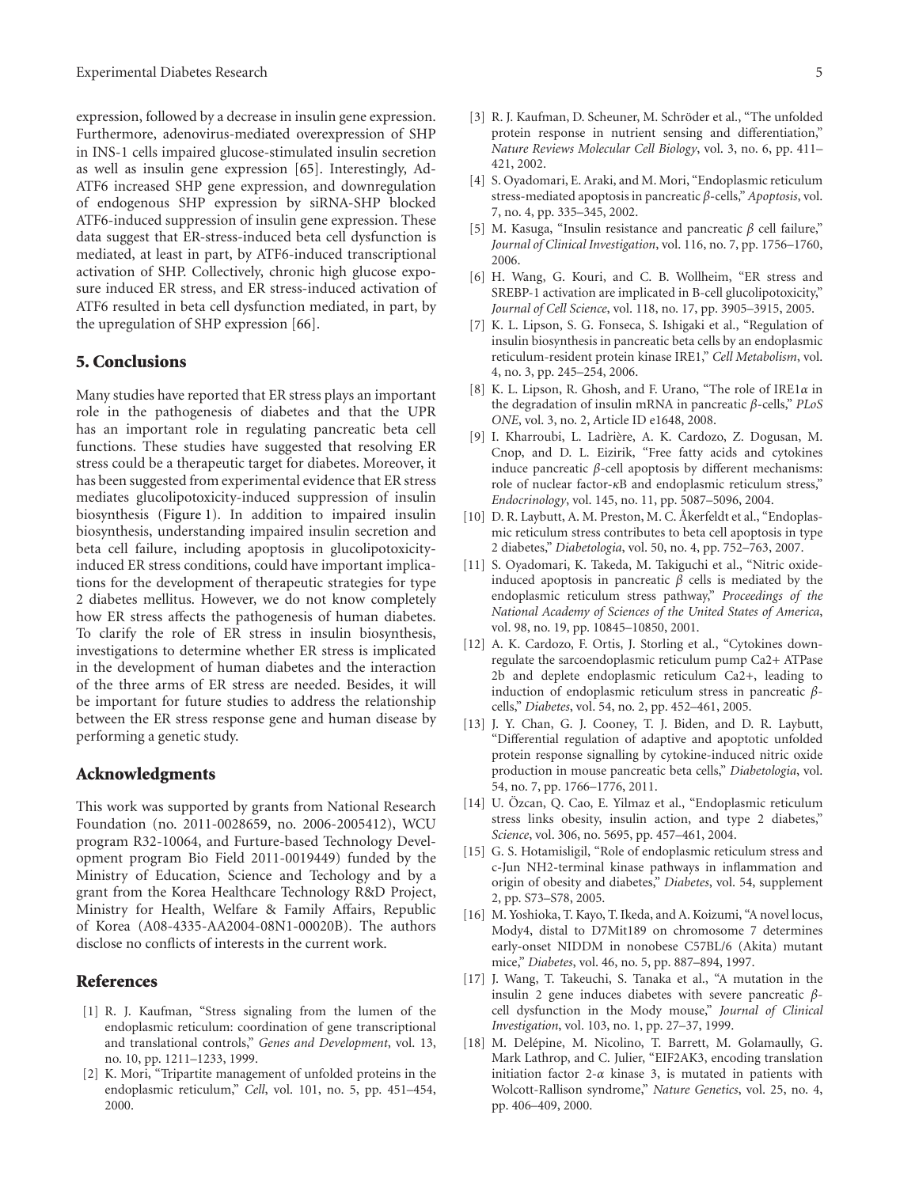expression, followed by a decrease in insulin gene expression. Furthermore, adenovirus-mediated overexpression of SHP in INS-1 cells impaired glucose-stimulated insulin secretion as well as insulin gene expression [65]. Interestingly, Ad-ATF6 increased SHP gene expression, and downregulation of endogenous SHP expression by siRNA-SHP blocked ATF6-induced suppression of insulin gene expression. These data suggest that ER-stress-induced beta cell dysfunction is mediated, at least in part, by ATF6-induced transcriptional activation of SHP. Collectively, chronic high glucose exposure induced ER stress, and ER stress-induced activation of ATF6 resulted in beta cell dysfunction mediated, in part, by the upregulation of SHP expression [66].

## 5. Conclusions

Many studies have reported that ER stress plays an important role in the pathogenesis of diabetes and that the UPR has an important role in regulating pancreatic beta cell functions. These studies have suggested that resolving ER stress could be a therapeutic target for diabetes. Moreover, it has been suggested from experimental evidence that ER stress mediates glucolipotoxicity-induced suppression of insulin biosynthesis (Figure 1). In addition to impaired insulin biosynthesis, understanding impaired insulin secretion and beta cell failure, including apoptosis in glucolipotoxicity-induced ER stress conditions, could have important implications for the development of therapeutic strategies for type 2 diabetes mellitus. However, we do not know completely how ER stress affects the pathogenesis of human diabetes. To clarify the role of ER stress in insulin biosynthesis, investigations to determine whether ER stress is implicated in the development of human diabetes and the interaction of the three arms of ER stress are needed. Besides, it will be important for future studies to address the relationship between the ER stress response gene and human disease by performing a genetic study.

## Acknowledgments

This work was supported by grants from National Research Foundation (no. 2011-0028659, no. 2006-2005412), WCU program R32-10064, and Furture-based Technology Development program Bio Field 2011-0019449) funded by the Ministry of Education, Science and Techology and by a grant from the Korea Healthcare Technology R&D Project, Ministry for Health, Welfare & Family Affairs, Republic of Korea (A08-4335-AA2004-08N1-00020B). The authors disclose no conflicts of interests in the current work.

## References

[1] R. J. Kaufman, "Stress signaling from the lumen of the endoplasmic reticulum: coordination of gene transcriptional and translational controls," *Genes and Development*, vol. 13, no. 10, pp. 1211–1233, 1999.

[2] K. Mori, "Tripartite management of unfolded proteins in the endoplasmic reticulum," *Cell*, vol. 101, no. 5, pp. 451–454, 2000.

[3] R. J. Kaufman, D. Scheuner, M. Schröder et al., "The unfolded protein response in nutrient sensing and differentiation," *Nature Reviews Molecular Cell Biology*, vol. 3, no. 6, pp. 411–421, 2002.

[4] S. Oyadomari, E. Araki, and M. Mori, "Endoplasmic reticulum stress-mediated apoptosis in pancreatic $\beta$-cells," *Apoptosis*, vol. 7, no. 4, pp. 335–345, 2002.

[5] M. Kasuga, "Insulin resistance and pancreatic $\beta$ cell failure," *Journal of Clinical Investigation*, vol. 116, no. 7, pp. 1756–1760, 2006.

[6] H. Wang, G. Kouri, and C. B. Wollheim, "ER stress and SREBP-1 activation are implicated in B-cell glucolipotoxicity," *Journal of Cell Science*, vol. 118, no. 17, pp. 3905–3915, 2005.

[7] K. L. Lipson, S. G. Fonseca, S. Ishigaki et al., "Regulation of insulin biosynthesis in pancreatic beta cells by an endoplasmic reticulum-resident protein kinase IRE1," *Cell Metabolism*, vol. 4, no. 3, pp. 245–254, 2006.

[8] K. L. Lipson, R. Ghosh, and F. Urano, "The role of IRE1$\alpha$ in the degradation of insulin mRNA in pancreatic $\beta$-cells," *PLoS ONE*, vol. 3, no. 2, Article ID e1648, 2008.

[9] I. Kharroubi, L. Ladrière, A. K. Cardozo, Z. Dogusan, M. Cnop, and D. L. Eizirik, "Free fatty acids and cytokines induce pancreatic $\beta$-cell apoptosis by different mechanisms: role of nuclear factor-$\kappa$B and endoplasmic reticulum stress," *Endocrinology*, vol. 145, no. 11, pp. 5087–5096, 2004.

[10] D. R. Laybutt, A. M. Preston, M. C. Åkerfeldt et al., "Endoplasmic reticulum stress contributes to beta cell apoptosis in type 2 diabetes," *Diabetologia*, vol. 50, no. 4, pp. 752–763, 2007.

[11] S. Oyadomari, K. Takeda, M. Takiguchi et al., "Nitric oxide-induced apoptosis in pancreatic $\beta$ cells is mediated by the endoplasmic reticulum stress pathway," *Proceedings of the National Academy of Sciences of the United States of America*, vol. 98, no. 19, pp. 10845–10850, 2001.

[12] A. K. Cardozo, F. Ortis, J. Storling et al., "Cytokines downregulate the sarcoendoplasmic reticulum pump Ca2+ ATPase 2b and deplete endoplasmic reticulum Ca2+, leading to induction of endoplasmic reticulum stress in pancreatic $\beta$-cells," *Diabetes*, vol. 54, no. 2, pp. 452–461, 2005.

[13] J. Y. Chan, G. J. Cooney, T. J. Biden, and D. R. Laybutt, "Differential regulation of adaptive and apoptotic unfolded protein response signalling by cytokine-induced nitric oxide production in mouse pancreatic beta cells," *Diabetologia*, vol. 54, no. 7, pp. 1766–1776, 2011.

[14] U. Özcan, Q. Cao, E. Yilmaz et al., "Endoplasmic reticulum stress links obesity, insulin action, and type 2 diabetes," *Science*, vol. 306, no. 5695, pp. 457–461, 2004.

[15] G. S. Hotamisligil, "Role of endoplasmic reticulum stress and c-Jun NH2-terminal kinase pathways in inflammation and origin of obesity and diabetes," *Diabetes*, vol. 54, supplement 2, pp. S73–S78, 2005.

[16] M. Yoshioka, T. Kayo, T. Ikeda, and A. Koizumi, "A novel locus, Mody4, distal to D7Mit189 on chromosome 7 determines early-onset NIDDM in nonobese C57BL/6 (Akita) mutant mice," *Diabetes*, vol. 46, no. 5, pp. 887–894, 1997.

[17] J. Wang, T. Takeuchi, S. Tanaka et al., "A mutation in the insulin 2 gene induces diabetes with severe pancreatic $\beta$-cell dysfunction in the Mody mouse," *Journal of Clinical Investigation*, vol. 103, no. 1, pp. 27–37, 1999.

[18] M. Delépine, M. Nicolino, T. Barrett, M. Golamaully, G. Mark Lathrop, and C. Julier, "EIF2AK3, encoding translation initiation factor 2-$\alpha$ kinase 3, is mutated in patients with Wolcott-Rallison syndrome," *Nature Genetics*, vol. 25, no. 4, pp. 406–409, 2000.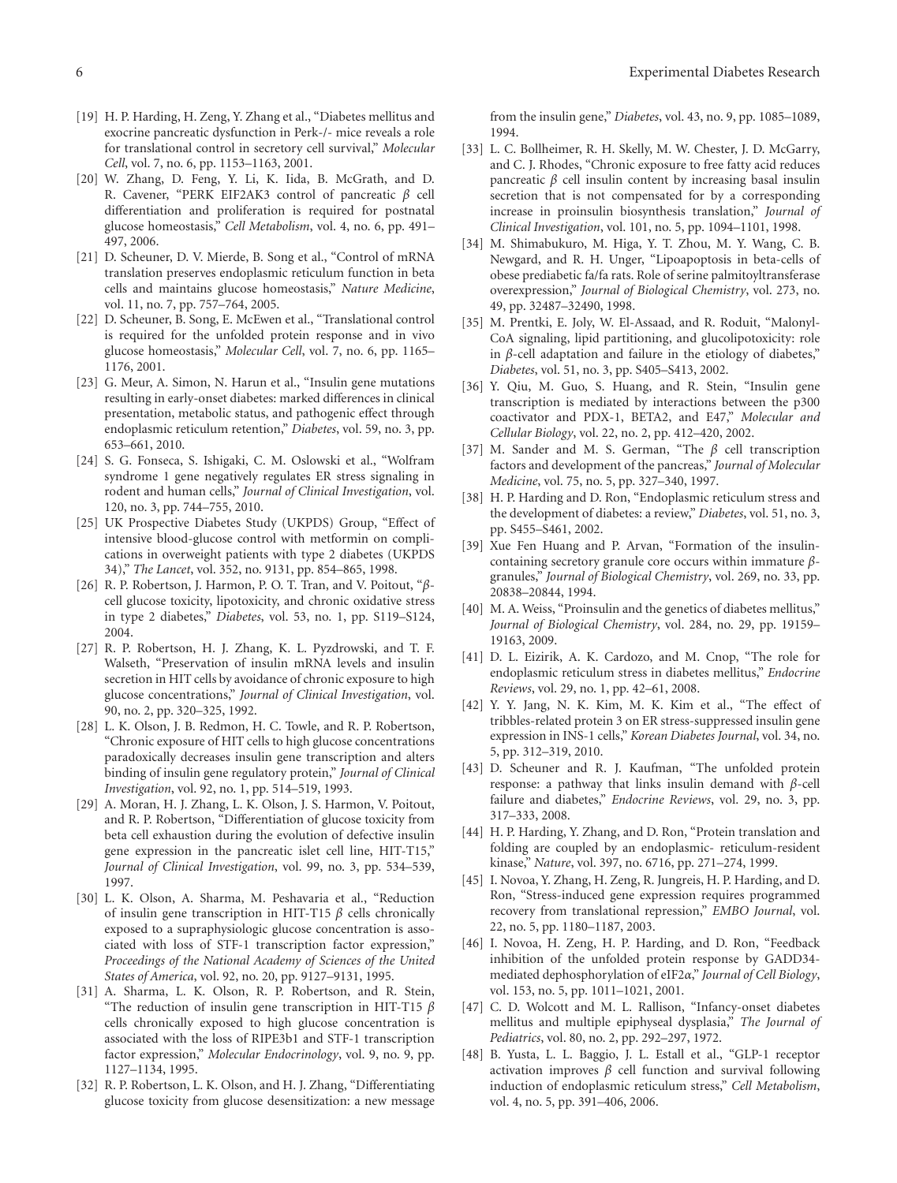[19] H. P. Harding, H. Zeng, Y. Zhang et al., "Diabetes mellitus and exocrine pancreatic dysfunction in Perk-/- mice reveals a role for translational control in secretory cell survival," *Molecular Cell*, vol. 7, no. 6, pp. 1153–1163, 2001.

[20] W. Zhang, D. Feng, Y. Li, K. Iida, B. McGrath, and D. R. Cavener, "PERK EIF2AK3 control of pancreatic $\beta$ cell differentiation and proliferation is required for postnatal glucose homeostasis," *Cell Metabolism*, vol. 4, no. 6, pp. 491–497, 2006.

[21] D. Scheuner, D. V. Mierde, B. Song et al., "Control of mRNA translation preserves endoplasmic reticulum function in beta cells and maintains glucose homeostasis," *Nature Medicine*, vol. 11, no. 7, pp. 757–764, 2005.

[22] D. Scheuner, B. Song, E. McEwen et al., "Translational control is required for the unfolded protein response and in vivo glucose homeostasis," *Molecular Cell*, vol. 7, no. 6, pp. 1165–1176, 2001.

[23] G. Meur, A. Simon, N. Harun et al., "Insulin gene mutations resulting in early-onset diabetes: marked differences in clinical presentation, metabolic status, and pathogenic effect through endoplasmic reticulum retention," *Diabetes*, vol. 59, no. 3, pp. 653–661, 2010.

[24] S. G. Fonseca, S. Ishigaki, C. M. Oslowski et al., "Wolfram syndrome 1 gene negatively regulates ER stress signaling in rodent and human cells," *Journal of Clinical Investigation*, vol. 120, no. 3, pp. 744–755, 2010.

[25] UK Prospective Diabetes Study (UKPDS) Group, "Effect of intensive blood-glucose control with metformin on complications in overweight patients with type 2 diabetes (UKPDS 34)," *The Lancet*, vol. 352, no. 9131, pp. 854–865, 1998.

[26] R. P. Robertson, J. Harmon, P. O. T. Tran, and V. Poitout, "$\beta$-cell glucose toxicity, lipotoxicity, and chronic oxidative stress in type 2 diabetes," *Diabetes*, vol. 53, no. 1, pp. S119–S124, 2004.

[27] R. P. Robertson, H. J. Zhang, K. L. Pyzdrowski, and T. F. Walseth, "Preservation of insulin mRNA levels and insulin secretion in HIT cells by avoidance of chronic exposure to high glucose concentrations," *Journal of Clinical Investigation*, vol. 90, no. 2, pp. 320–325, 1992.

[28] L. K. Olson, J. B. Redmon, H. C. Towle, and R. P. Robertson, "Chronic exposure of HIT cells to high glucose concentrations paradoxically decreases insulin gene transcription and alters binding of insulin gene regulatory protein," *Journal of Clinical Investigation*, vol. 92, no. 1, pp. 514–519, 1993.

[29] A. Moran, H. J. Zhang, L. K. Olson, J. S. Harmon, V. Poitout, and R. P. Robertson, "Differentiation of glucose toxicity from beta cell exhaustion during the evolution of defective insulin gene expression in the pancreatic islet cell line, HIT-T15," *Journal of Clinical Investigation*, vol. 99, no. 3, pp. 534–539, 1997.

[30] L. K. Olson, A. Sharma, M. Peshavaria et al., "Reduction of insulin gene transcription in HIT-T15 $\beta$ cells chronically exposed to a supraphysiologic glucose concentration is associated with loss of STF-1 transcription factor expression," *Proceedings of the National Academy of Sciences of the United States of America*, vol. 92, no. 20, pp. 9127–9131, 1995.

[31] A. Sharma, L. K. Olson, R. P. Robertson, and R. Stein, "The reduction of insulin gene transcription in HIT-T15 $\beta$ cells chronically exposed to high glucose concentration is associated with the loss of RIPE3b1 and STF-1 transcription factor expression," *Molecular Endocrinology*, vol. 9, no. 9, pp. 1127–1134, 1995.

[32] R. P. Robertson, L. K. Olson, and H. J. Zhang, "Differentiating glucose toxicity from glucose desensitization: a new message from the insulin gene," *Diabetes*, vol. 43, no. 9, pp. 1085–1089, 1994.

[33] L. C. Bollheimer, R. H. Skelly, M. W. Chester, J. D. McGarry, and C. J. Rhodes, "Chronic exposure to free fatty acid reduces pancreatic $\beta$ cell insulin content by increasing basal insulin secretion that is not compensated for by a corresponding increase in proinsulin biosynthesis translation," *Journal of Clinical Investigation*, vol. 101, no. 5, pp. 1094–1101, 1998.

[34] M. Shimabukuro, M. Higa, Y. T. Zhou, M. Y. Wang, C. B. Newgard, and R. H. Unger, "Lipoapoptosis in beta-cells of obese prediabetic fa/fa rats. Role of serine palmitoyltransferase overexpression," *Journal of Biological Chemistry*, vol. 273, no. 49, pp. 32487–32490, 1998.

[35] M. Prentki, E. Joly, W. El-Assaad, and R. Roduit, "Malonyl-CoA signaling, lipid partitioning, and glucolipotoxicity: role in $\beta$-cell adaptation and failure in the etiology of diabetes," *Diabetes*, vol. 51, no. 3, pp. S405–S413, 2002.

[36] Y. Qiu, M. Guo, S. Huang, and R. Stein, "Insulin gene transcription is mediated by interactions between the p300 coactivator and PDX-1, BETA2, and E47," *Molecular and Cellular Biology*, vol. 22, no. 2, pp. 412–420, 2002.

[37] M. Sander and M. S. German, "The $\beta$ cell transcription factors and development of the pancreas," *Journal of Molecular Medicine*, vol. 75, no. 5, pp. 327–340, 1997.

[38] H. P. Harding and D. Ron, "Endoplasmic reticulum stress and the development of diabetes: a review," *Diabetes*, vol. 51, no. 3, pp. S455–S461, 2002.

[39] Xue Fen Huang and P. Arvan, "Formation of the insulin-containing secretory granule core occurs within immature $\beta$-granules," *Journal of Biological Chemistry*, vol. 269, no. 33, pp. 20838–20844, 1994.

[40] M. A. Weiss, "Proinsulin and the genetics of diabetes mellitus," *Journal of Biological Chemistry*, vol. 284, no. 29, pp. 19159–19163, 2009.

[41] D. L. Eizirik, A. K. Cardozo, and M. Cnop, "The role for endoplasmic reticulum stress in diabetes mellitus," *Endocrine Reviews*, vol. 29, no. 1, pp. 42–61, 2008.

[42] Y. Y. Jang, N. K. Kim, M. K. Kim et al., "The effect of tribbles-related protein 3 on ER stress-suppressed insulin gene expression in INS-1 cells," *Korean Diabetes Journal*, vol. 34, no. 5, pp. 312–319, 2010.

[43] D. Scheuner and R. J. Kaufman, "The unfolded protein response: a pathway that links insulin demand with $\beta$-cell failure and diabetes," *Endocrine Reviews*, vol. 29, no. 3, pp. 317–333, 2008.

[44] H. P. Harding, Y. Zhang, and D. Ron, "Protein translation and folding are coupled by an endoplasmic- reticulum-resident kinase," *Nature*, vol. 397, no. 6716, pp. 271–274, 1999.

[45] I. Novoa, Y. Zhang, H. Zeng, R. Jungreis, H. P. Harding, and D. Ron, "Stress-induced gene expression requires programmed recovery from translational repression," *EMBO Journal*, vol. 22, no. 5, pp. 1180–1187, 2003.

[46] I. Novoa, H. Zeng, H. P. Harding, and D. Ron, "Feedback inhibition of the unfolded protein response by GADD34-mediated dephosphorylation of eIF2$\alpha$," *Journal of Cell Biology*, vol. 153, no. 5, pp. 1011–1021, 2001.

[47] C. D. Wolcott and M. L. Rallison, "Infancy-onset diabetes mellitus and multiple epiphyseal dysplasia," *The Journal of Pediatrics*, vol. 80, no. 2, pp. 292–297, 1972.

[48] B. Yusta, L. L. Baggio, J. L. Estall et al., "GLP-1 receptor activation improves $\beta$ cell function and survival following induction of endoplasmic reticulum stress," *Cell Metabolism*, vol. 4, no. 5, pp. 391–406, 2006.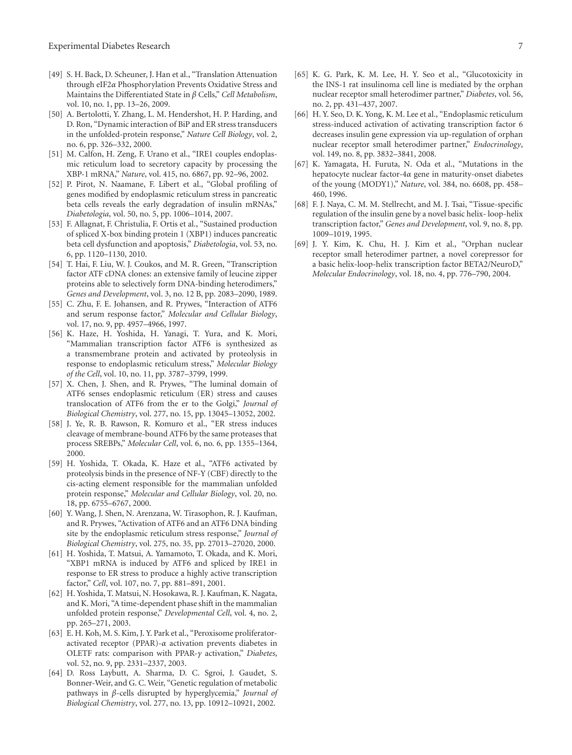[49] S. H. Back, D. Scheuner, J. Han et al., "Translation Attenuation through eIF2$\alpha$ Phosphorylation Prevents Oxidative Stress and Maintains the Differentiated State in $\beta$ Cells," *Cell Metabolism*, vol. 10, no. 1, pp. 13–26, 2009.

[50] A. Bertolotti, Y. Zhang, L. M. Hendershot, H. P. Harding, and D. Ron, "Dynamic interaction of BiP and ER stress transducers in the unfolded-protein response," *Nature Cell Biology*, vol. 2, no. 6, pp. 326–332, 2000.

[51] M. Calfon, H. Zeng, F. Urano et al., "IRE1 couples endoplasmic reticulum load to secretory capacity by processing the XBP-1 mRNA," *Nature*, vol. 415, no. 6867, pp. 92–96, 2002.

[52] P. Pirot, N. Naamane, F. Libert et al., "Global profiling of genes modified by endoplasmic reticulum stress in pancreatic beta cells reveals the early degradation of insulin mRNAs," *Diabetologia*, vol. 50, no. 5, pp. 1006–1014, 2007.

[53] F. Allagnat, F. Christulia, F. Ortis et al., "Sustained production of spliced X-box binding protein 1 (XBP1) induces pancreatic beta cell dysfunction and apoptosis," *Diabetologia*, vol. 53, no. 6, pp. 1120–1130, 2010.

[54] T. Hai, F. Liu, W. J. Coukos, and M. R. Green, "Transcription factor ATF cDNA clones: an extensive family of leucine zipper proteins able to selectively form DNA-binding heterodimers," *Genes and Development*, vol. 3, no. 12 B, pp. 2083–2090, 1989.

[55] C. Zhu, F. E. Johansen, and R. Prywes, "Interaction of ATF6 and serum response factor," *Molecular and Cellular Biology*, vol. 17, no. 9, pp. 4957–4966, 1997.

[56] K. Haze, H. Yoshida, H. Yanagi, T. Yura, and K. Mori, "Mammalian transcription factor ATF6 is synthesized as a transmembrane protein and activated by proteolysis in response to endoplasmic reticulum stress," *Molecular Biology of the Cell*, vol. 10, no. 11, pp. 3787–3799, 1999.

[57] X. Chen, J. Shen, and R. Prywes, "The luminal domain of ATF6 senses endoplasmic reticulum (ER) stress and causes translocation of ATF6 from the er to the Golgi," *Journal of Biological Chemistry*, vol. 277, no. 15, pp. 13045–13052, 2002.

[58] J. Ye, R. B. Rawson, R. Komuro et al., "ER stress induces cleavage of membrane-bound ATF6 by the same proteases that process SREBPs," *Molecular Cell*, vol. 6, no. 6, pp. 1355–1364, 2000.

[59] H. Yoshida, T. Okada, K. Haze et al., "ATF6 activated by proteolysis binds in the presence of NF-Y (CBF) directly to the cis-acting element responsible for the mammalian unfolded protein response," *Molecular and Cellular Biology*, vol. 20, no. 18, pp. 6755–6767, 2000.

[60] Y. Wang, J. Shen, N. Arenzana, W. Tirasophon, R. J. Kaufman, and R. Prywes, "Activation of ATF6 and an ATF6 DNA binding site by the endoplasmic reticulum stress response," *Journal of Biological Chemistry*, vol. 275, no. 35, pp. 27013–27020, 2000.

[61] H. Yoshida, T. Matsui, A. Yamamoto, T. Okada, and K. Mori, "XBP1 mRNA is induced by ATF6 and spliced by IRE1 in response to ER stress to produce a highly active transcription factor," *Cell*, vol. 107, no. 7, pp. 881–891, 2001.

[62] H. Yoshida, T. Matsui, N. Hosokawa, R. J. Kaufman, K. Nagata, and K. Mori, "A time-dependent phase shift in the mammalian unfolded protein response," *Developmental Cell*, vol. 4, no. 2, pp. 265–271, 2003.

[63] E. H. Koh, M. S. Kim, J. Y. Park et al., "Peroxisome proliferator-activated receptor (PPAR)-$\alpha$ activation prevents diabetes in OLETF rats: comparison with PPAR-$\gamma$ activation," *Diabetes*, vol. 52, no. 9, pp. 2331–2337, 2003.

[64] D. Ross Laybutt, A. Sharma, D. C. Sgroi, J. Gaudet, S. Bonner-Weir, and G. C. Weir, "Genetic regulation of metabolic pathways in $\beta$-cells disrupted by hyperglycemia," *Journal of Biological Chemistry*, vol. 277, no. 13, pp. 10912–10921, 2002.

[65] K. G. Park, K. M. Lee, H. Y. Seo et al., "Glucotoxicity in the INS-1 rat insulinoma cell line is mediated by the orphan nuclear receptor small heterodimer partner," *Diabetes*, vol. 56, no. 2, pp. 431–437, 2007.

[66] H. Y. Seo, D. K. Yong, K. M. Lee et al., "Endoplasmic reticulum stress-induced activation of activating transcription factor 6 decreases insulin gene expression via up-regulation of orphan nuclear receptor small heterodimer partner," *Endocrinology*, vol. 149, no. 8, pp. 3832–3841, 2008.

[67] K. Yamagata, H. Furuta, N. Oda et al., "Mutations in the hepatocyte nuclear factor-4$\alpha$ gene in maturity-onset diabetes of the young (MODY1)," *Nature*, vol. 384, no. 6608, pp. 458–460, 1996.

[68] F. J. Naya, C. M. M. Stellrecht, and M. J. Tsai, "Tissue-specific regulation of the insulin gene by a novel basic helix- loop-helix transcription factor," *Genes and Development*, vol. 9, no. 8, pp. 1009–1019, 1995.

[69] J. Y. Kim, K. Chu, H. J. Kim et al., "Orphan nuclear receptor small heterodimer partner, a novel corepressor for a basic helix-loop-helix transcription factor BETA2/NeuroD," *Molecular Endocrinology*, vol. 18, no. 4, pp. 776–790, 2004.